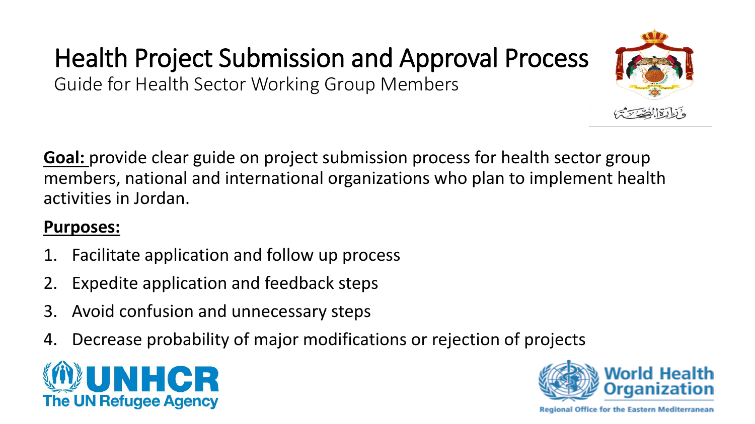# Health Project Submission and Approval Process

Guide for Health Sector Working Group Members

وزارة الصحة

**Goal:** provide clear guide on project submission process for health sector group members, national and international organizations who plan to implement health activities in Jordan.

**Purposes:**

1. Facilitate application and follow up process
2. Expedite application and feedback steps
3. Avoid confusion and unnecessary steps
4. Decrease probability of major modifications or rejection of projects

UNHCR
The UN Refugee Agency

World Health Organization
Regional Office for the Eastern Mediterranean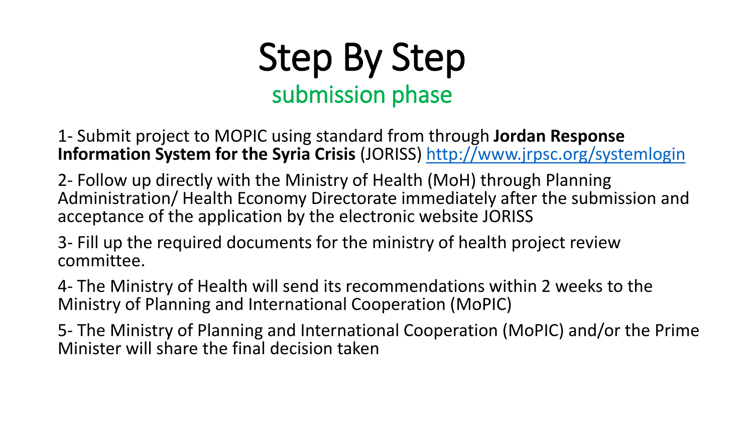# Step By Step

## submission phase

1- Submit project to MOPIC using standard from through **Jordan Response Information System for the Syria Crisis** (JORISS) http://www.jrpsc.org/systemlogin

2- Follow up directly with the Ministry of Health (MoH) through Planning Administration/ Health Economy Directorate immediately after the submission and acceptance of the application by the electronic website JORISS

3- Fill up the required documents for the ministry of health project review committee.

4- The Ministry of Health will send its recommendations within 2 weeks to the Ministry of Planning and International Cooperation (MoPIC)

5- The Ministry of Planning and International Cooperation (MoPIC) and/or the Prime Minister will share the final decision taken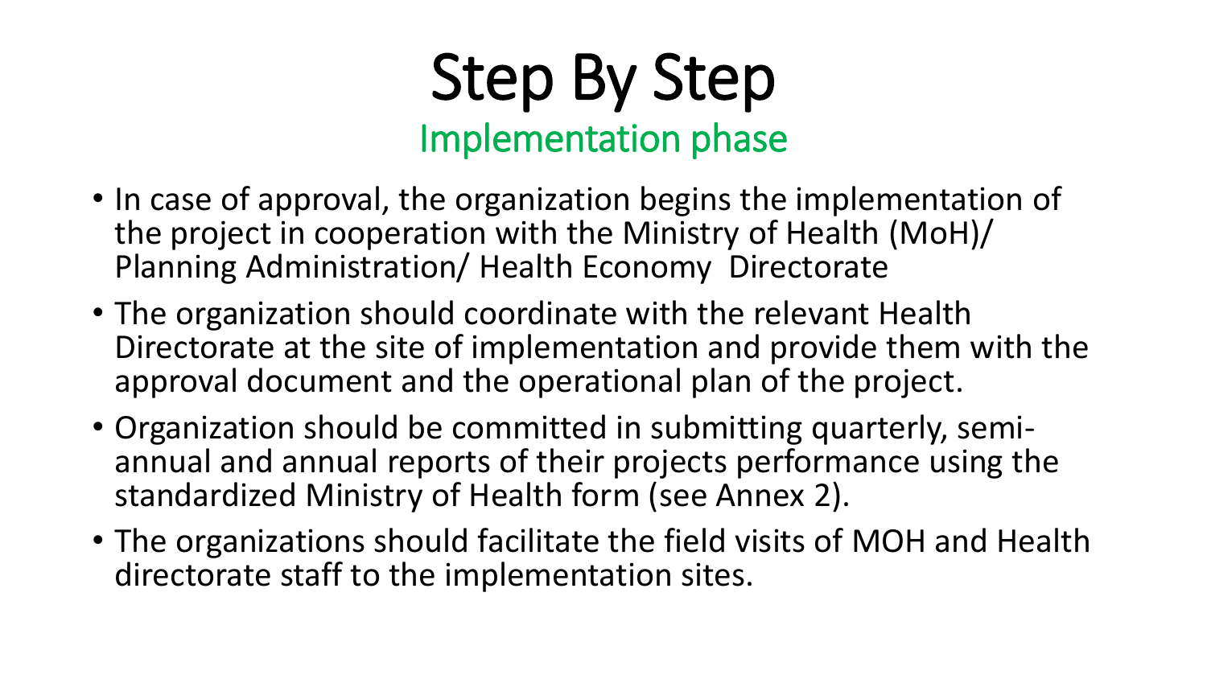# Step By Step

## Implementation phase

- In case of approval, the organization begins the implementation of the project in cooperation with the Ministry of Health (MoH)/ Planning Administration/ Health Economy Directorate
- The organization should coordinate with the relevant Health Directorate at the site of implementation and provide them with the approval document and the operational plan of the project.
- Organization should be committed in submitting quarterly, semi-annual and annual reports of their projects performance using the standardized Ministry of Health form (see Annex 2).
- The organizations should facilitate the field visits of MOH and Health directorate staff to the implementation sites.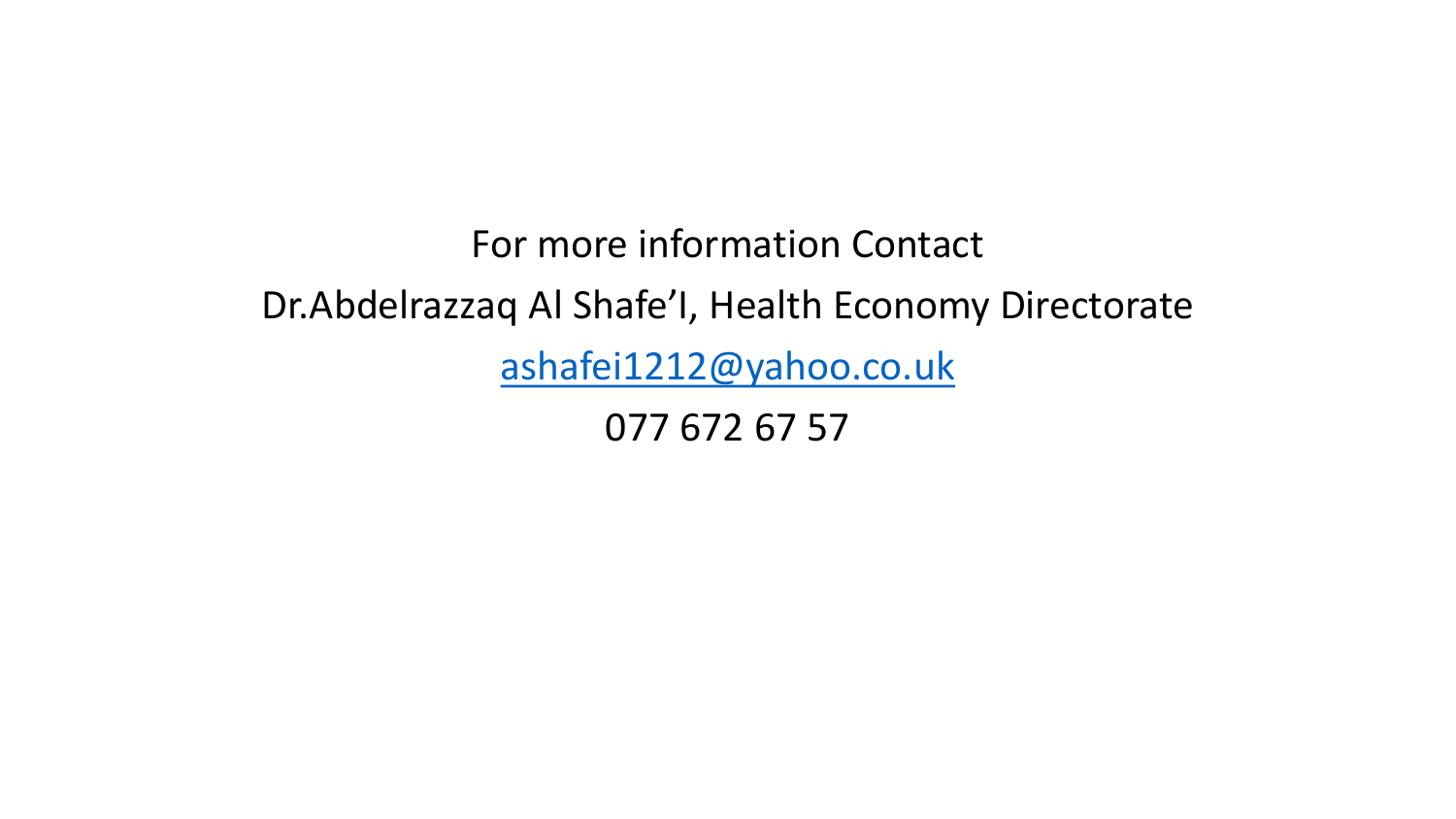For more information Contact

Dr.Abdelrazzaq Al Shafe’I, Health Economy Directorate

ashafei1212@yahoo.co.uk

077 672 67 57